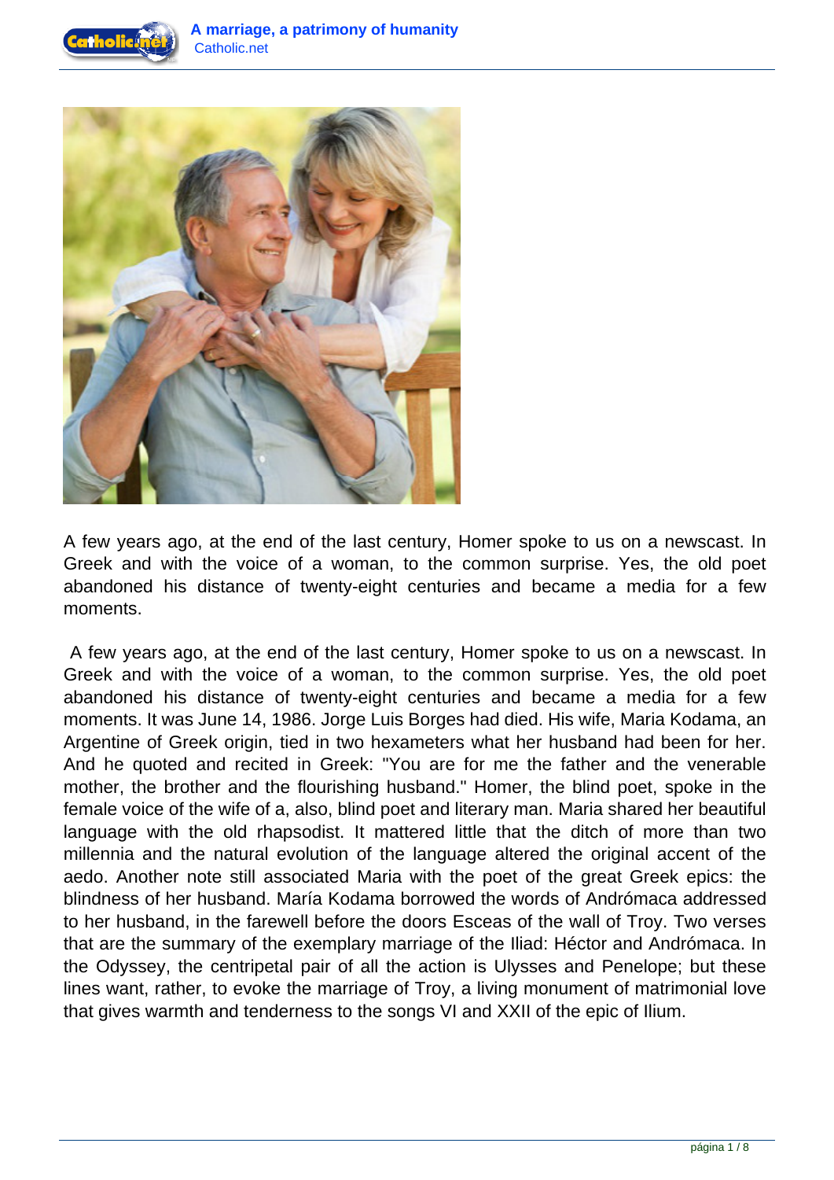A few years ago, at the end of the last century, Homer spoke to us on a newscast. In Greek and with the voice of a woman, to the common surprise. Yes, the old poet abandoned his distance of twenty-eight centuries and became a media for a few moments.

A few years ago, at the end of the last century, Homer spoke to us on a newscast. In Greek and with the voice of a woman, to the common surprise. Yes, the old poet abandoned his distance of twenty-eight centuries and became a media for a few moments. It was June 14, 1986. Jorge Luis Borges had died. His wife, Maria Kodama, an Argentine of Greek origin, tied in two hexameters what her husband had been for her. And he quoted and recited in Greek: "You are for me the father and the venerable mother, the brother and the flourishing husband." Homer, the blind poet, spoke in the female voice of the wife of a, also, blind poet and literary man. Maria shared her beautiful language with the old rhapsodist. It mattered little that the ditch of more than two millennia and the natural evolution of the language altered the original accent of the aedo. Another note still associated Maria with the poet of the great Greek epics: the blindness of her husband. María Kodama borrowed the words of Andrómaca addressed to her husband, in the farewell before the doors Esceas of the wall of Troy. Two verses that are the summary of the exemplary marriage of the Iliad: Héctor and Andrómaca. In the Odyssey, the centripetal pair of all the action is Ulysses and Penelope; but these lines want, rather, to evoke the marriage of Troy, a living monument of matrimonial love that gives warmth and tenderness to the songs VI and XXII of the epic of Ilium.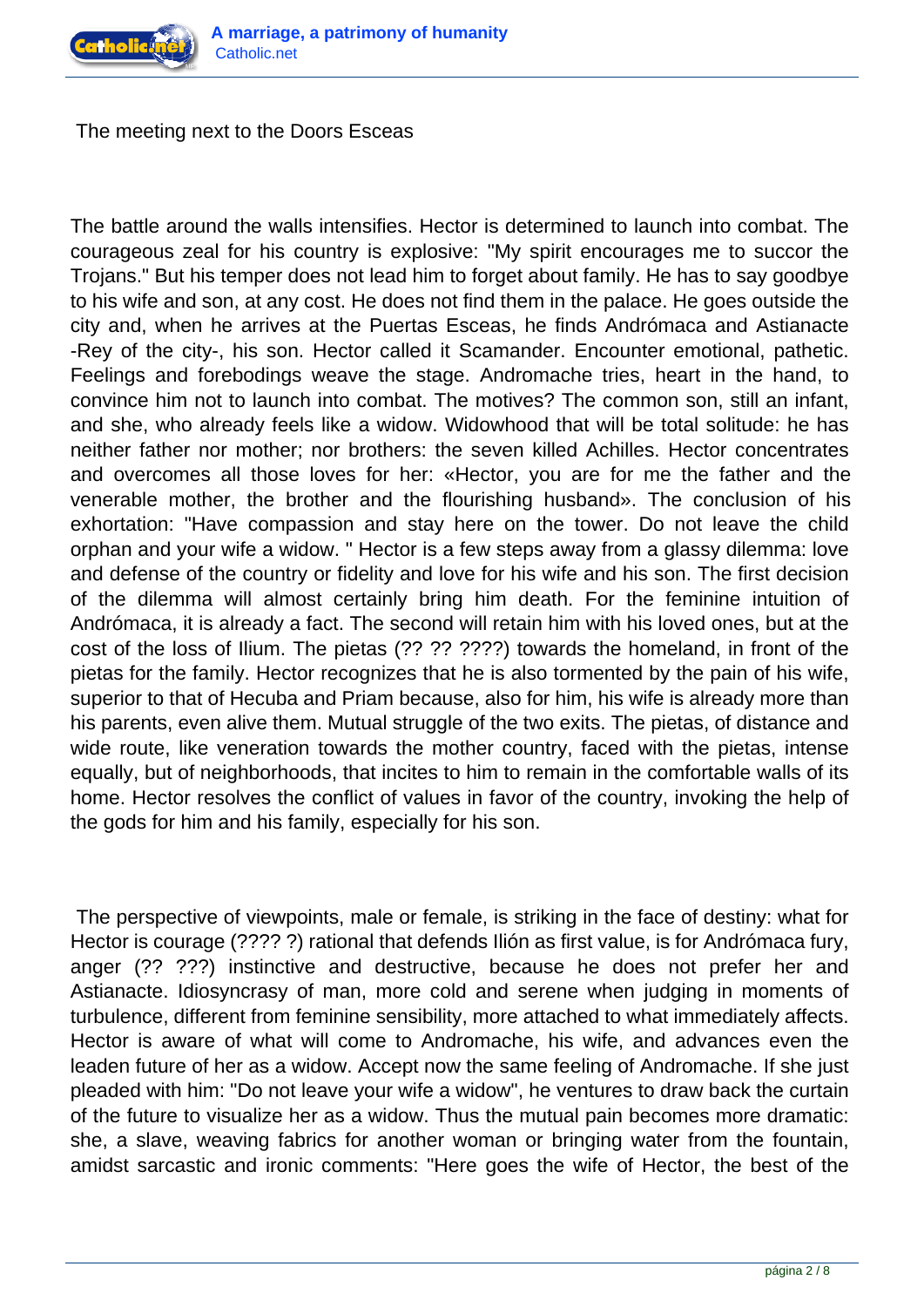The meeting next to the Doors Esceas

The battle around the walls intensifies. Hector is determined to launch into combat. The courageous zeal for his country is explosive: "My spirit encourages me to succor the Trojans." But his temper does not lead him to forget about family. He has to say goodbye to his wife and son, at any cost. He does not find them in the palace. He goes outside the city and, when he arrives at the Puertas Esceas, he finds Andrómaca and Astianacte -Rey of the city-, his son. Hector called it Scamander. Encounter emotional, pathetic. Feelings and forebodings weave the stage. Andromache tries, heart in the hand, to convince him not to launch into combat. The motives? The common son, still an infant, and she, who already feels like a widow. Widowhood that will be total solitude: he has neither father nor mother; nor brothers: the seven killed Achilles. Hector concentrates and overcomes all those loves for her: «Hector, you are for me the father and the venerable mother, the brother and the flourishing husband». The conclusion of his exhortation: "Have compassion and stay here on the tower. Do not leave the child orphan and your wife a widow. " Hector is a few steps away from a glassy dilemma: love and defense of the country or fidelity and love for his wife and his son. The first decision of the dilemma will almost certainly bring him death. For the feminine intuition of Andrómaca, it is already a fact. The second will retain him with his loved ones, but at the cost of the loss of Ilium. The pietas (?? ?? ????) towards the homeland, in front of the pietas for the family. Hector recognizes that he is also tormented by the pain of his wife, superior to that of Hecuba and Priam because, also for him, his wife is already more than his parents, even alive them. Mutual struggle of the two exits. The pietas, of distance and wide route, like veneration towards the mother country, faced with the pietas, intense equally, but of neighborhoods, that incites to him to remain in the comfortable walls of its home. Hector resolves the conflict of values in favor of the country, invoking the help of the gods for him and his family, especially for his son.

The perspective of viewpoints, male or female, is striking in the face of destiny: what for Hector is courage (???? ?) rational that defends Ilión as first value, is for Andrómaca fury, anger (?? ???) instinctive and destructive, because he does not prefer her and Astianacte. Idiosyncrasy of man, more cold and serene when judging in moments of turbulence, different from feminine sensibility, more attached to what immediately affects. Hector is aware of what will come to Andromache, his wife, and advances even the leaden future of her as a widow. Accept now the same feeling of Andromache. If she just pleaded with him: "Do not leave your wife a widow", he ventures to draw back the curtain of the future to visualize her as a widow. Thus the mutual pain becomes more dramatic: she, a slave, weaving fabrics for another woman or bringing water from the fountain, amidst sarcastic and ironic comments: "Here goes the wife of Hector, the best of the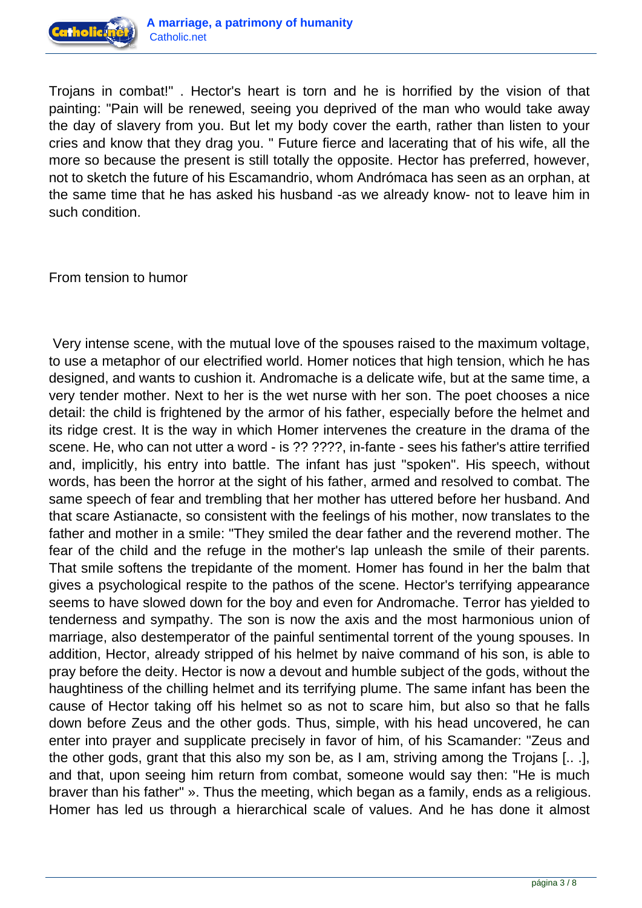Trojans in combat!" . Hector's heart is torn and he is horrified by the vision of that painting: "Pain will be renewed, seeing you deprived of the man who would take away the day of slavery from you. But let my body cover the earth, rather than listen to your cries and know that they drag you. " Future fierce and lacerating that of his wife, all the more so because the present is still totally the opposite. Hector has preferred, however, not to sketch the future of his Escamandrio, whom Andrómaca has seen as an orphan, at the same time that he has asked his husband -as we already know- not to leave him in such condition.

## From tension to humor

Very intense scene, with the mutual love of the spouses raised to the maximum voltage, to use a metaphor of our electrified world. Homer notices that high tension, which he has designed, and wants to cushion it. Andromache is a delicate wife, but at the same time, a very tender mother. Next to her is the wet nurse with her son. The poet chooses a nice detail: the child is frightened by the armor of his father, especially before the helmet and its ridge crest. It is the way in which Homer intervenes the creature in the drama of the scene. He, who can not utter a word - is ?? ????, in-fante - sees his father's attire terrified and, implicitly, his entry into battle. The infant has just "spoken". His speech, without words, has been the horror at the sight of his father, armed and resolved to combat. The same speech of fear and trembling that her mother has uttered before her husband. And that scare Astianacte, so consistent with the feelings of his mother, now translates to the father and mother in a smile: "They smiled the dear father and the reverend mother. The fear of the child and the refuge in the mother's lap unleash the smile of their parents. That smile softens the trepidante of the moment. Homer has found in her the balm that gives a psychological respite to the pathos of the scene. Hector's terrifying appearance seems to have slowed down for the boy and even for Andromache. Terror has yielded to tenderness and sympathy. The son is now the axis and the most harmonious union of marriage, also destemperator of the painful sentimental torrent of the young spouses. In addition, Hector, already stripped of his helmet by naive command of his son, is able to pray before the deity. Hector is now a devout and humble subject of the gods, without the haughtiness of the chilling helmet and its terrifying plume. The same infant has been the cause of Hector taking off his helmet so as not to scare him, but also so that he falls down before Zeus and the other gods. Thus, simple, with his head uncovered, he can enter into prayer and supplicate precisely in favor of him, of his Scamander: "Zeus and the other gods, grant that this also my son be, as I am, striving among the Trojans [.. .], and that, upon seeing him return from combat, someone would say then: "He is much braver than his father" ». Thus the meeting, which began as a family, ends as a religious. Homer has led us through a hierarchical scale of values. And he has done it almost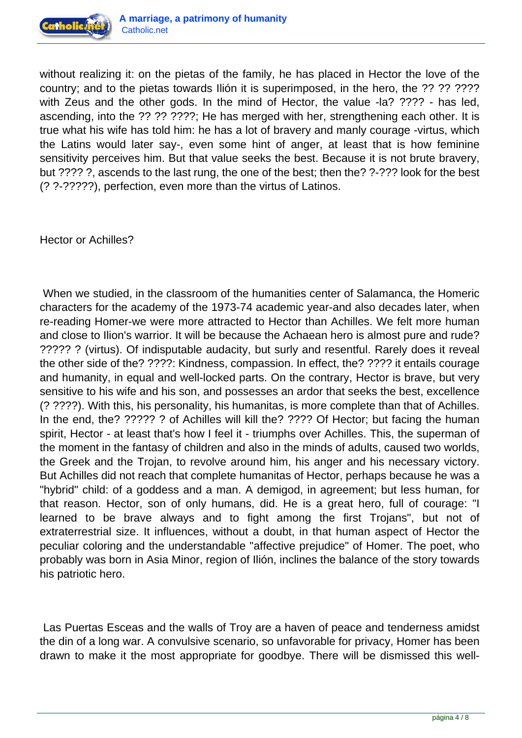without realizing it: on the pietas of the family, he has placed in Hector the love of the country; and to the pietas towards Ilión it is superimposed, in the hero, the ?? ?? ???? with Zeus and the other gods. In the mind of Hector, the value -la? ???? - has led, ascending, into the ?? ?? ????; He has merged with her, strengthening each other. It is true what his wife has told him: he has a lot of bravery and manly courage -virtus, which the Latins would later say-, even some hint of anger, at least that is how feminine sensitivity perceives him. But that value seeks the best. Because it is not brute bravery, but ???? ?, ascends to the last rung, the one of the best; then the? ?-??? look for the best (? ?-?????), perfection, even more than the virtus of Latinos.

## Hector or Achilles?

When we studied, in the classroom of the humanities center of Salamanca, the Homeric characters for the academy of the 1973-74 academic year-and also decades later, when re-reading Homer-we were more attracted to Hector than Achilles. We felt more human and close to Ilion's warrior. It will be because the Achaean hero is almost pure and rude? ????? ? (virtus). Of indisputable audacity, but surly and resentful. Rarely does it reveal the other side of the? ????: Kindness, compassion. In effect, the? ???? it entails courage and humanity, in equal and well-locked parts. On the contrary, Hector is brave, but very sensitive to his wife and his son, and possesses an ardor that seeks the best, excellence (? ????). With this, his personality, his humanitas, is more complete than that of Achilles. In the end, the? ????? ? of Achilles will kill the? ???? Of Hector; but facing the human spirit, Hector - at least that's how I feel it - triumphs over Achilles. This, the superman of the moment in the fantasy of children and also in the minds of adults, caused two worlds, the Greek and the Trojan, to revolve around him, his anger and his necessary victory. But Achilles did not reach that complete humanitas of Hector, perhaps because he was a "hybrid" child: of a goddess and a man. A demigod, in agreement; but less human, for that reason. Hector, son of only humans, did. He is a great hero, full of courage: "I learned to be brave always and to fight among the first Trojans", but not of extraterrestrial size. It influences, without a doubt, in that human aspect of Hector the peculiar coloring and the understandable "affective prejudice" of Homer. The poet, who probably was born in Asia Minor, region of Ilión, inclines the balance of the story towards his patriotic hero.

Las Puertas Esceas and the walls of Troy are a haven of peace and tenderness amidst the din of a long war. A convulsive scenario, so unfavorable for privacy, Homer has been drawn to make it the most appropriate for goodbye. There will be dismissed this well-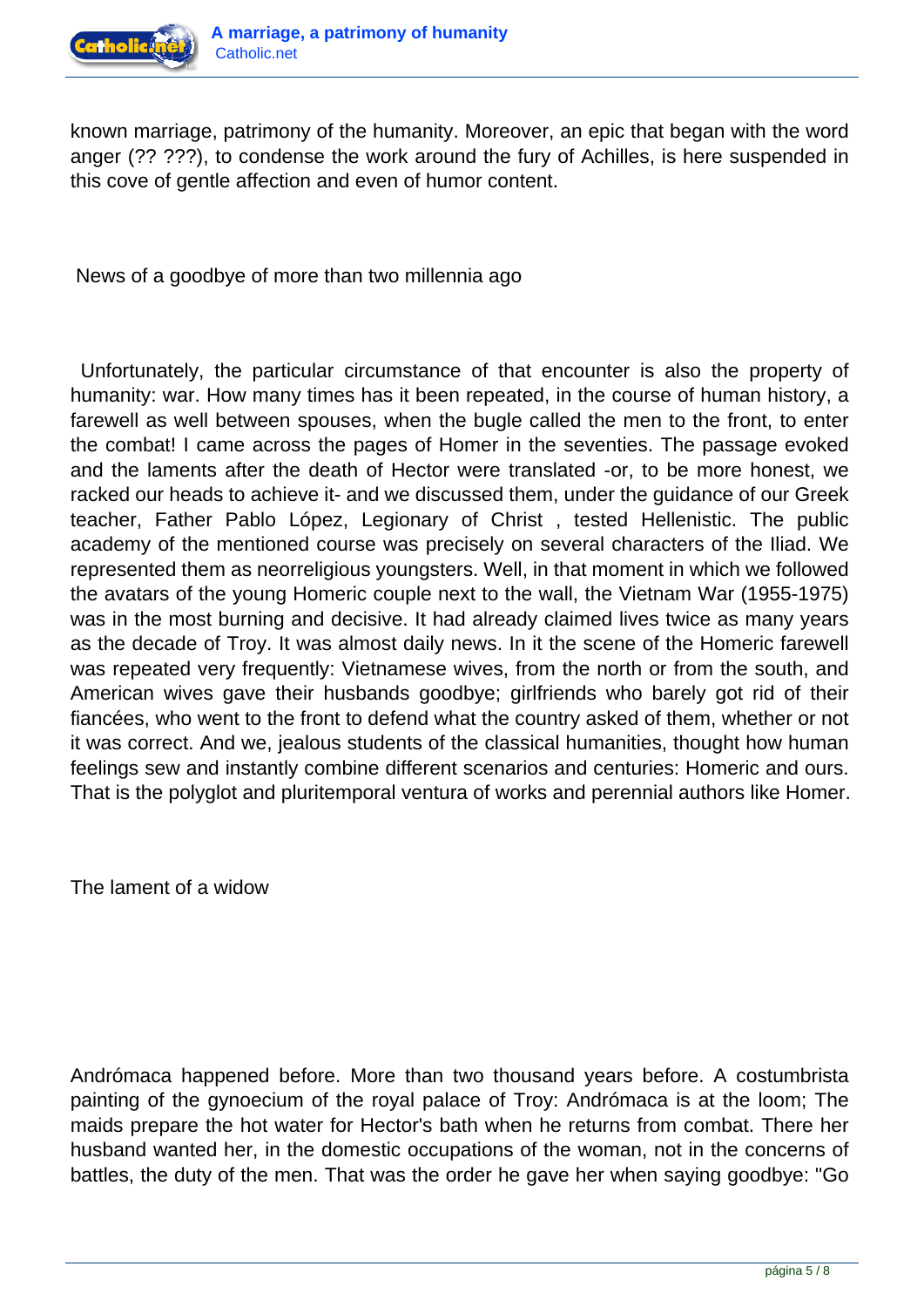known marriage, patrimony of the humanity. Moreover, an epic that began with the word anger (?? ???), to condense the work around the fury of Achilles, is here suspended in this cove of gentle affection and even of humor content.

## News of a goodbye of more than two millennia ago

Unfortunately, the particular circumstance of that encounter is also the property of humanity: war. How many times has it been repeated, in the course of human history, a farewell as well between spouses, when the bugle called the men to the front, to enter the combat! I came across the pages of Homer in the seventies. The passage evoked and the laments after the death of Hector were translated -or, to be more honest, we racked our heads to achieve it- and we discussed them, under the guidance of our Greek teacher, Father Pablo López, Legionary of Christ , tested Hellenistic. The public academy of the mentioned course was precisely on several characters of the Iliad. We represented them as neorreligious youngsters. Well, in that moment in which we followed the avatars of the young Homeric couple next to the wall, the Vietnam War (1955-1975) was in the most burning and decisive. It had already claimed lives twice as many years as the decade of Troy. It was almost daily news. In it the scene of the Homeric farewell was repeated very frequently: Vietnamese wives, from the north or from the south, and American wives gave their husbands goodbye; girlfriends who barely got rid of their fiancées, who went to the front to defend what the country asked of them, whether or not it was correct. And we, jealous students of the classical humanities, thought how human feelings sew and instantly combine different scenarios and centuries: Homeric and ours. That is the polyglot and pluritemporal ventura of works and perennial authors like Homer.

## The lament of a widow

Andrómaca happened before. More than two thousand years before. A costumbrista painting of the gynoecium of the royal palace of Troy: Andrómaca is at the loom; The maids prepare the hot water for Hector's bath when he returns from combat. There her husband wanted her, in the domestic occupations of the woman, not in the concerns of battles, the duty of the men. That was the order he gave her when saying goodbye: "Go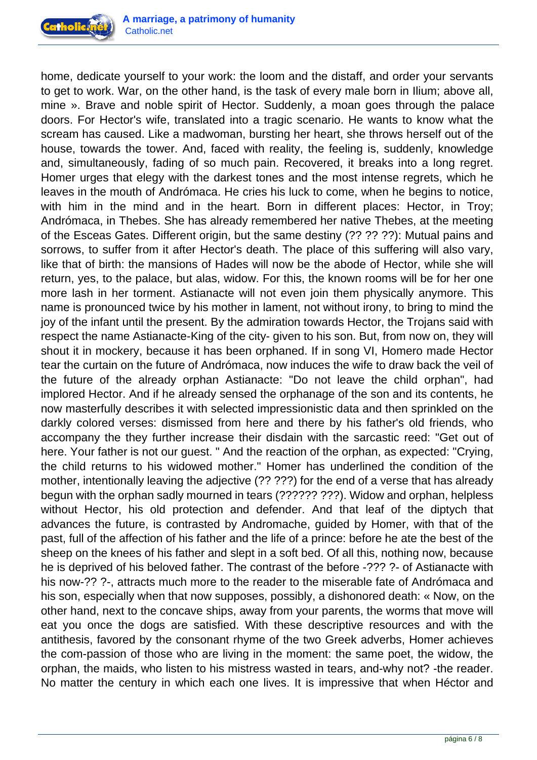home, dedicate yourself to your work: the loom and the distaff, and order your servants to get to work. War, on the other hand, is the task of every male born in Ilium; above all, mine ». Brave and noble spirit of Hector. Suddenly, a moan goes through the palace doors. For Hector's wife, translated into a tragic scenario. He wants to know what the scream has caused. Like a madwoman, bursting her heart, she throws herself out of the house, towards the tower. And, faced with reality, the feeling is, suddenly, knowledge and, simultaneously, fading of so much pain. Recovered, it breaks into a long regret. Homer urges that elegy with the darkest tones and the most intense regrets, which he leaves in the mouth of Andrómaca. He cries his luck to come, when he begins to notice, with him in the mind and in the heart. Born in different places: Hector, in Troy; Andrómaca, in Thebes. She has already remembered her native Thebes, at the meeting of the Esceas Gates. Different origin, but the same destiny (?? ?? ??): Mutual pains and sorrows, to suffer from it after Hector's death. The place of this suffering will also vary, like that of birth: the mansions of Hades will now be the abode of Hector, while she will return, yes, to the palace, but alas, widow. For this, the known rooms will be for her one more lash in her torment. Astianacte will not even join them physically anymore. This name is pronounced twice by his mother in lament, not without irony, to bring to mind the joy of the infant until the present. By the admiration towards Hector, the Trojans said with respect the name Astianacte-King of the city- given to his son. But, from now on, they will shout it in mockery, because it has been orphaned. If in song VI, Homero made Hector tear the curtain on the future of Andrómaca, now induces the wife to draw back the veil of the future of the already orphan Astianacte: "Do not leave the child orphan", had implored Hector. And if he already sensed the orphanage of the son and its contents, he now masterfully describes it with selected impressionistic data and then sprinkled on the darkly colored verses: dismissed from here and there by his father's old friends, who accompany the they further increase their disdain with the sarcastic reed: "Get out of here. Your father is not our guest. " And the reaction of the orphan, as expected: "Crying, the child returns to his widowed mother." Homer has underlined the condition of the mother, intentionally leaving the adjective (?? ???) for the end of a verse that has already begun with the orphan sadly mourned in tears (?????? ???). Widow and orphan, helpless without Hector, his old protection and defender. And that leaf of the diptych that advances the future, is contrasted by Andromache, guided by Homer, with that of the past, full of the affection of his father and the life of a prince: before he ate the best of the sheep on the knees of his father and slept in a soft bed. Of all this, nothing now, because he is deprived of his beloved father. The contrast of the before -??? ?- of Astianacte with his now-?? ?-, attracts much more to the reader to the miserable fate of Andrómaca and his son, especially when that now supposes, possibly, a dishonored death: « Now, on the other hand, next to the concave ships, away from your parents, the worms that move will eat you once the dogs are satisfied. With these descriptive resources and with the antithesis, favored by the consonant rhyme of the two Greek adverbs, Homer achieves the com-passion of those who are living in the moment: the same poet, the widow, the orphan, the maids, who listen to his mistress wasted in tears, and-why not? -the reader. No matter the century in which each one lives. It is impressive that when Héctor and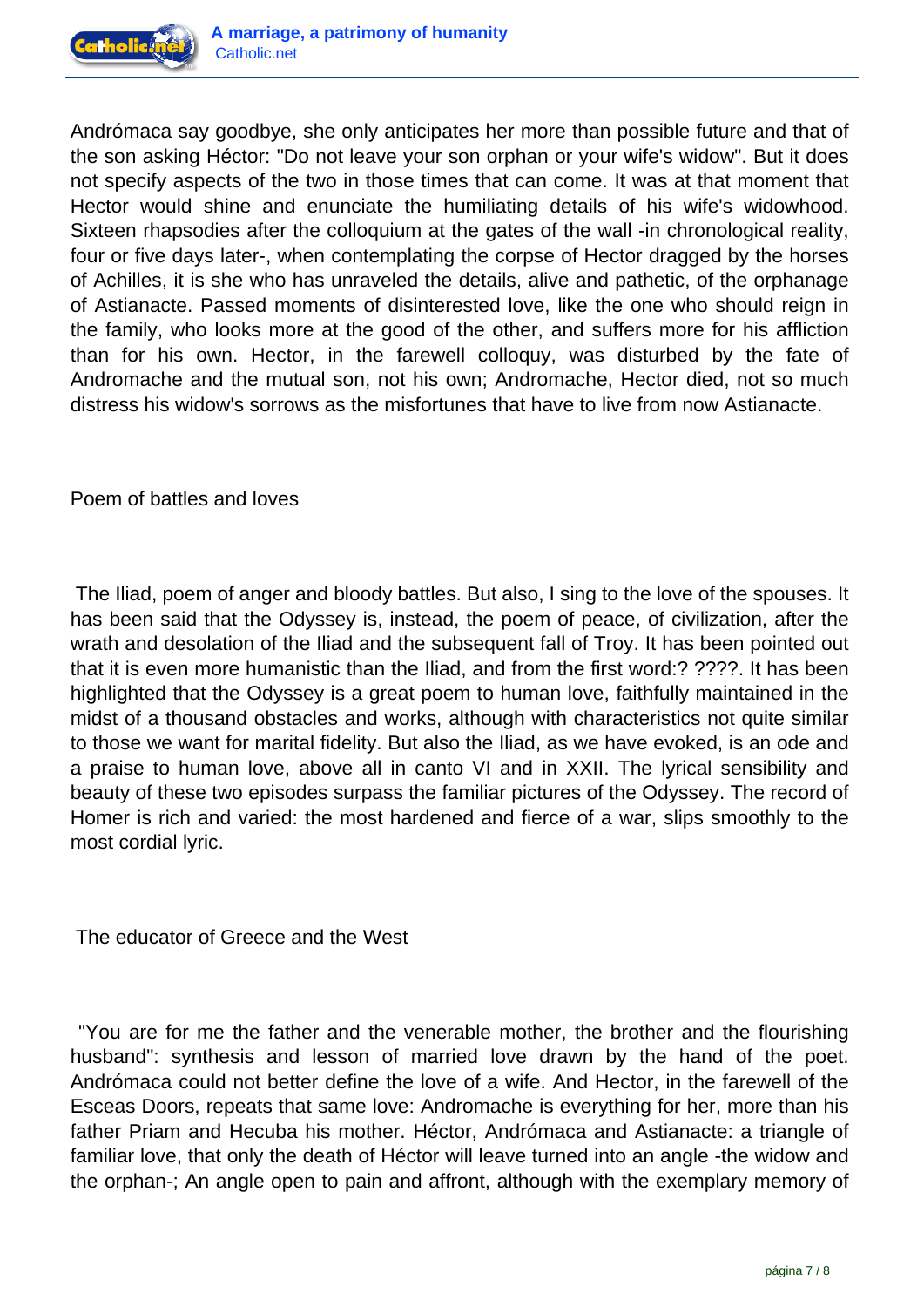Andrómaca say goodbye, she only anticipates her more than possible future and that of the son asking Héctor: "Do not leave your son orphan or your wife's widow". But it does not specify aspects of the two in those times that can come. It was at that moment that Hector would shine and enunciate the humiliating details of his wife's widowhood. Sixteen rhapsodies after the colloquium at the gates of the wall -in chronological reality, four or five days later-, when contemplating the corpse of Hector dragged by the horses of Achilles, it is she who has unraveled the details, alive and pathetic, of the orphanage of Astianacte. Passed moments of disinterested love, like the one who should reign in the family, who looks more at the good of the other, and suffers more for his affliction than for his own. Hector, in the farewell colloquy, was disturbed by the fate of Andromache and the mutual son, not his own; Andromache, Hector died, not so much distress his widow's sorrows as the misfortunes that have to live from now Astianacte.

## Poem of battles and loves

The Iliad, poem of anger and bloody battles. But also, I sing to the love of the spouses. It has been said that the Odyssey is, instead, the poem of peace, of civilization, after the wrath and desolation of the Iliad and the subsequent fall of Troy. It has been pointed out that it is even more humanistic than the Iliad, and from the first word:? ????. It has been highlighted that the Odyssey is a great poem to human love, faithfully maintained in the midst of a thousand obstacles and works, although with characteristics not quite similar to those we want for marital fidelity. But also the Iliad, as we have evoked, is an ode and a praise to human love, above all in canto VI and in XXII. The lyrical sensibility and beauty of these two episodes surpass the familiar pictures of the Odyssey. The record of Homer is rich and varied: the most hardened and fierce of a war, slips smoothly to the most cordial lyric.

## The educator of Greece and the West

"You are for me the father and the venerable mother, the brother and the flourishing husband": synthesis and lesson of married love drawn by the hand of the poet. Andrómaca could not better define the love of a wife. And Hector, in the farewell of the Esceas Doors, repeats that same love: Andromache is everything for her, more than his father Priam and Hecuba his mother. Héctor, Andrómaca and Astianacte: a triangle of familiar love, that only the death of Héctor will leave turned into an angle -the widow and the orphan-; An angle open to pain and affront, although with the exemplary memory of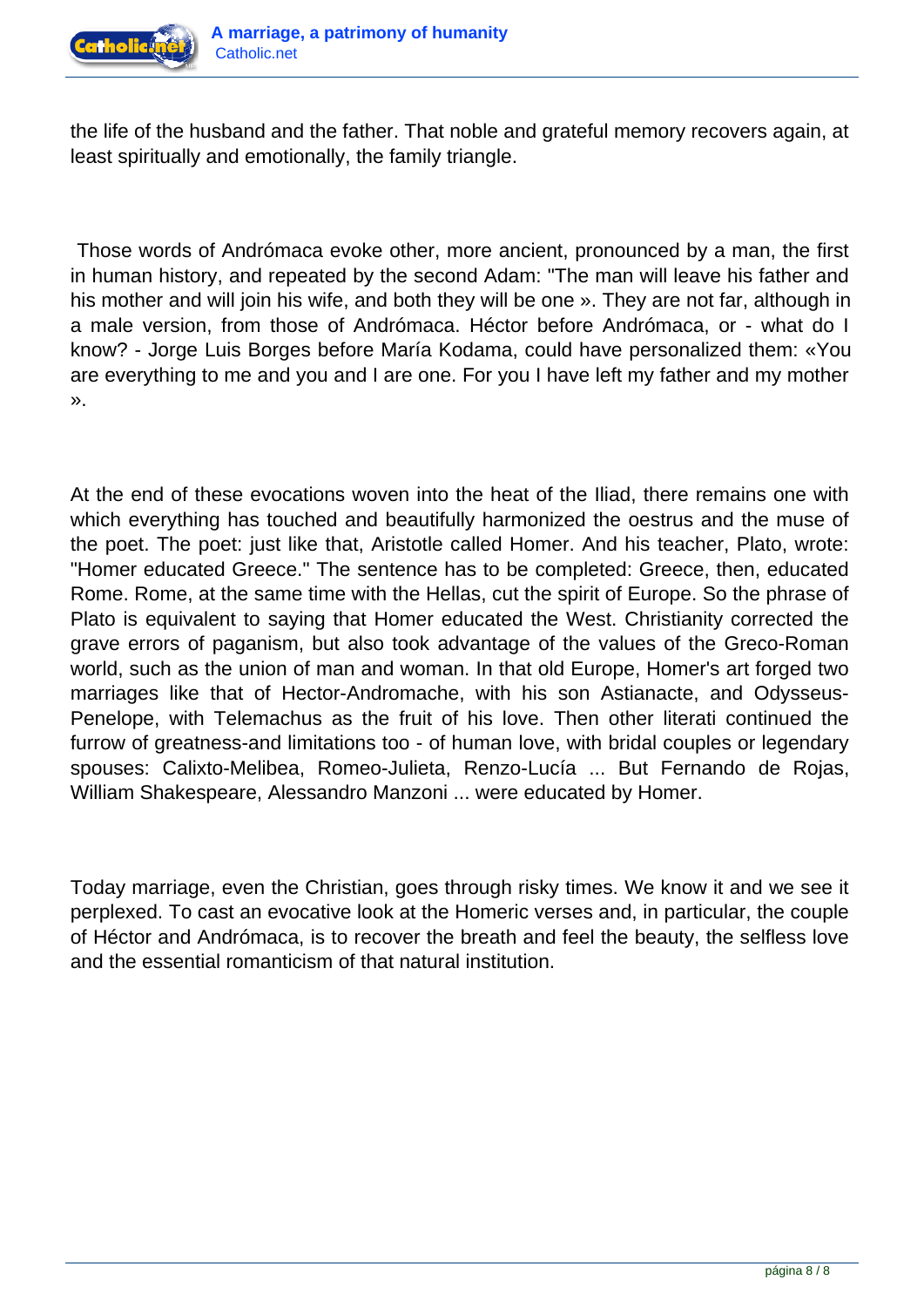the life of the husband and the father. That noble and grateful memory recovers again, at least spiritually and emotionally, the family triangle.

Those words of Andrómaca evoke other, more ancient, pronounced by a man, the first in human history, and repeated by the second Adam: "The man will leave his father and his mother and will join his wife, and both they will be one ». They are not far, although in a male version, from those of Andrómaca. Héctor before Andrómaca, or - what do I know? - Jorge Luis Borges before María Kodama, could have personalized them: «You are everything to me and you and I are one. For you I have left my father and my mother ».

At the end of these evocations woven into the heat of the Iliad, there remains one with which everything has touched and beautifully harmonized the oestrus and the muse of the poet. The poet: just like that, Aristotle called Homer. And his teacher, Plato, wrote: "Homer educated Greece." The sentence has to be completed: Greece, then, educated Rome. Rome, at the same time with the Hellas, cut the spirit of Europe. So the phrase of Plato is equivalent to saying that Homer educated the West. Christianity corrected the grave errors of paganism, but also took advantage of the values of the Greco-Roman world, such as the union of man and woman. In that old Europe, Homer's art forged two marriages like that of Hector-Andromache, with his son Astianacte, and Odysseus-Penelope, with Telemachus as the fruit of his love. Then other literati continued the furrow of greatness-and limitations too - of human love, with bridal couples or legendary spouses: Calixto-Melibea, Romeo-Julieta, Renzo-Lucía ... But Fernando de Rojas, William Shakespeare, Alessandro Manzoni ... were educated by Homer.

Today marriage, even the Christian, goes through risky times. We know it and we see it perplexed. To cast an evocative look at the Homeric verses and, in particular, the couple of Héctor and Andrómaca, is to recover the breath and feel the beauty, the selfless love and the essential romanticism of that natural institution.